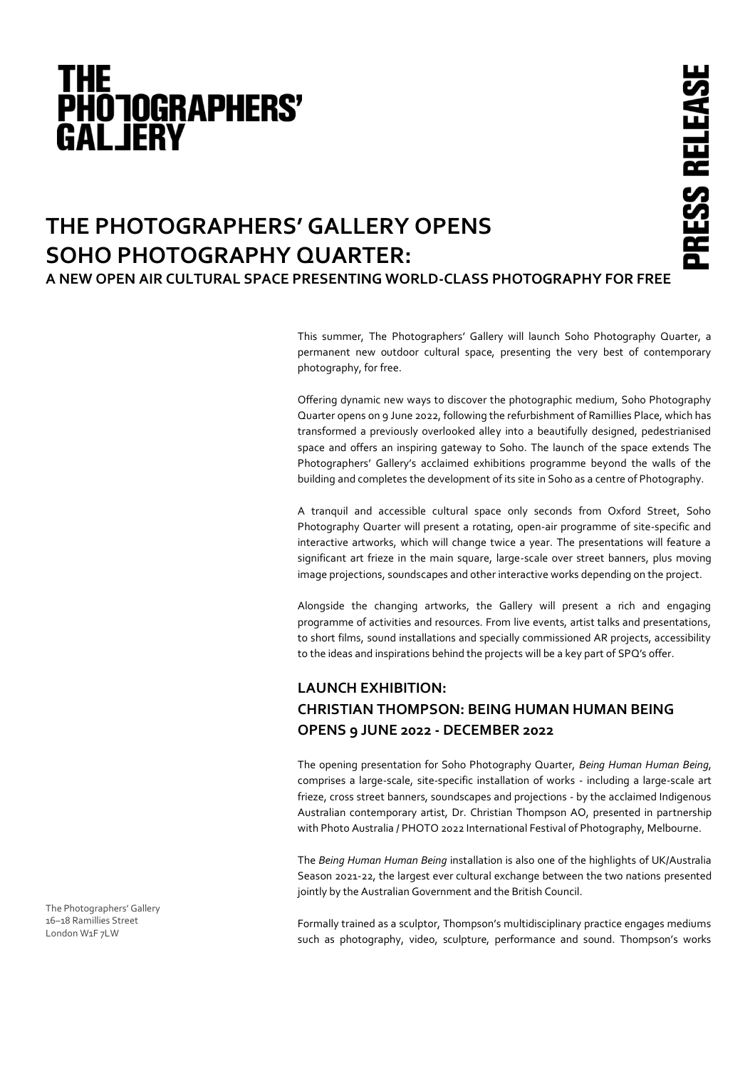# THE PHOTOGRAPHERS' GALLERY

PRESS RELEASE

## THE PHOTOGRAPHERS' GALLERY OPENS SOHO PHOTOGRAPHY QUARTER:

### A NEW OPEN AIR CULTURAL SPACE PRESENTING WORLD-CLASS PHOTOGRAPHY FOR FREE

This summer, The Photographers' Gallery will launch Soho Photography Quarter, a permanent new outdoor cultural space, presenting the very best of contemporary photography, for free.

Offering dynamic new ways to discover the photographic medium, Soho Photography Quarter opens on 9 June 2022, following the refurbishment of Ramillies Place, which has transformed a previously overlooked alley into a beautifully designed, pedestrianised space and offers an inspiring gateway to Soho. The launch of the space extends The Photographers' Gallery's acclaimed exhibitions programme beyond the walls of the building and completes the development of its site in Soho as a centre of Photography.

A tranquil and accessible cultural space only seconds from Oxford Street, Soho Photography Quarter will present a rotating, open-air programme of site-specific and interactive artworks, which will change twice a year. The presentations will feature a significant art frieze in the main square, large-scale over street banners, plus moving image projections, soundscapes and other interactive works depending on the project.

Alongside the changing artworks, the Gallery will present a rich and engaging programme of activities and resources. From live events, artist talks and presentations, to short films, sound installations and specially commissioned AR projects, accessibility to the ideas and inspirations behind the projects will be a key part of SPQ's offer.

### LAUNCH EXHIBITION:
### CHRISTIAN THOMPSON: BEING HUMAN HUMAN BEING
### OPENS 9 JUNE 2022 - DECEMBER 2022

The opening presentation for Soho Photography Quarter, *Being Human Human Being*, comprises a large-scale, site-specific installation of works - including a large-scale art frieze, cross street banners, soundscapes and projections - by the acclaimed Indigenous Australian contemporary artist, Dr. Christian Thompson AO, presented in partnership with Photo Australia / PHOTO 2022 International Festival of Photography, Melbourne.

The *Being Human Human Being* installation is also one of the highlights of UK/Australia Season 2021-22, the largest ever cultural exchange between the two nations presented jointly by the Australian Government and the British Council.

Formally trained as a sculptor, Thompson's multidisciplinary practice engages mediums such as photography, video, sculpture, performance and sound. Thompson's works

The Photographers' Gallery
16–18 Ramillies Street
London W1F 7LW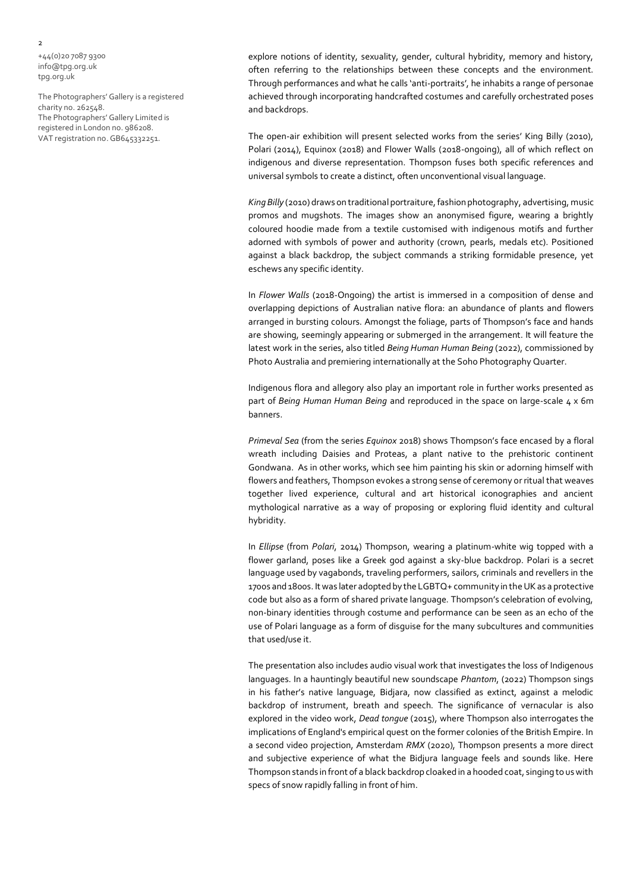+44(0)20 7087 9300
info@tpg.org.uk
tpg.org.uk

The Photographers' Gallery is a registered charity no. 262548.
The Photographers' Gallery Limited is registered in London no. 986208.
VAT registration no. GB645332251.

explore notions of identity, sexuality, gender, cultural hybridity, memory and history, often referring to the relationships between these concepts and the environment. Through performances and what he calls 'anti-portraits', he inhabits a range of personae achieved through incorporating handcrafted costumes and carefully orchestrated poses and backdrops.

The open-air exhibition will present selected works from the series' King Billy (2010), Polari (2014), Equinox (2018) and Flower Walls (2018-ongoing), all of which reflect on indigenous and diverse representation. Thompson fuses both specific references and universal symbols to create a distinct, often unconventional visual language.

*King Billy* (2010) draws on traditional portraiture, fashion photography, advertising, music promos and mugshots. The images show an anonymised figure, wearing a brightly coloured hoodie made from a textile customised with indigenous motifs and further adorned with symbols of power and authority (crown, pearls, medals etc). Positioned against a black backdrop, the subject commands a striking formidable presence, yet eschews any specific identity.

In *Flower Walls* (2018-Ongoing) the artist is immersed in a composition of dense and overlapping depictions of Australian native flora: an abundance of plants and flowers arranged in bursting colours. Amongst the foliage, parts of Thompson's face and hands are showing, seemingly appearing or submerged in the arrangement. It will feature the latest work in the series, also titled *Being Human Human Being* (2022), commissioned by Photo Australia and premiering internationally at the Soho Photography Quarter.

Indigenous flora and allegory also play an important role in further works presented as part of *Being Human Human Being* and reproduced in the space on large-scale 4 x 6m banners.

*Primeval Sea* (from the series *Equinox* 2018) shows Thompson's face encased by a floral wreath including Daisies and Proteas, a plant native to the prehistoric continent Gondwana. As in other works, which see him painting his skin or adorning himself with flowers and feathers, Thompson evokes a strong sense of ceremony or ritual that weaves together lived experience, cultural and art historical iconographies and ancient mythological narrative as a way of proposing or exploring fluid identity and cultural hybridity.

In *Ellipse* (from *Polari*, 2014) Thompson, wearing a platinum-white wig topped with a flower garland, poses like a Greek god against a sky-blue backdrop. Polari is a secret language used by vagabonds, traveling performers, sailors, criminals and revellers in the 1700s and 1800s. It was later adopted by the LGBTQ+ community in the UK as a protective code but also as a form of shared private language. Thompson's celebration of evolving, non-binary identities through costume and performance can be seen as an echo of the use of Polari language as a form of disguise for the many subcultures and communities that used/use it.

The presentation also includes audio visual work that investigates the loss of Indigenous languages. In a hauntingly beautiful new soundscape *Phantom*, (2022) Thompson sings in his father's native language, Bidjara, now classified as extinct, against a melodic backdrop of instrument, breath and speech. The significance of vernacular is also explored in the video work, *Dead tongue* (2015), where Thompson also interrogates the implications of England's empirical quest on the former colonies of the British Empire. In a second video projection, Amsterdam *RMX* (2020), Thompson presents a more direct and subjective experience of what the Bidjura language feels and sounds like. Here Thompson stands in front of a black backdrop cloaked in a hooded coat, singing to us with specs of snow rapidly falling in front of him.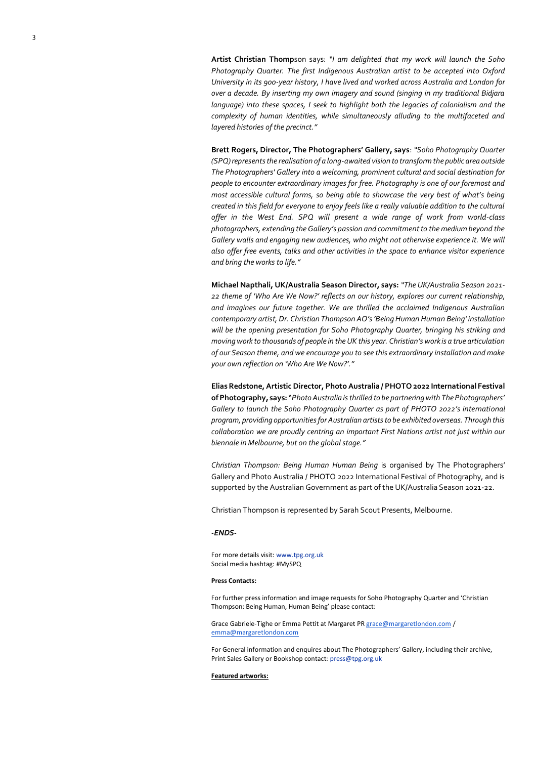**Artist Christian Thomp**son says: *"I am delighted that my work will launch the Soho Photography Quarter. The first Indigenous Australian artist to be accepted into Oxford University in its 900-year history, I have lived and worked across Australia and London for over a decade. By inserting my own imagery and sound (singing in my traditional Bidjara language) into these spaces, I seek to highlight both the legacies of colonialism and the complexity of human identities, while simultaneously alluding to the multifaceted and layered histories of the precinct."*

**Brett Rogers, Director, The Photographers' Gallery, says**: *"Soho Photography Quarter (SPQ) represents the realisation of a long-awaited vision to transform the public area outside The Photographers' Gallery into a welcoming, prominent cultural and social destination for people to encounter extraordinary images for free. Photography is one of our foremost and most accessible cultural forms, so being able to showcase the very best of what's being created in this field for everyone to enjoy feels like a really valuable addition to the cultural offer in the West End. SPQ will present a wide range of work from world-class photographers, extending the Gallery's passion and commitment to the medium beyond the Gallery walls and engaging new audiences, who might not otherwise experience it. We will also offer free events, talks and other activities in the space to enhance visitor experience and bring the works to life."*

**Michael Napthali, UK/Australia Season Director, says:** *"The UK/Australia Season 2021-22 theme of 'Who Are We Now?' reflects on our history, explores our current relationship, and imagines our future together. We are thrilled the acclaimed Indigenous Australian contemporary artist, Dr. Christian Thompson AO's 'Being Human Human Being' installation will be the opening presentation for Soho Photography Quarter, bringing his striking and moving work to thousands of people in the UK this year. Christian's work is a true articulation of our Season theme, and we encourage you to see this extraordinary installation and make your own reflection on 'Who Are We Now?'."*

**Elias Redstone, Artistic Director, Photo Australia / PHOTO 2022 International Festival of Photography, says:** "*Photo Australia is thrilled to be partnering with The Photographers' Gallery to launch the Soho Photography Quarter as part of PHOTO 2022's international program, providing opportunities for Australian artists to be exhibited overseas. Through this collaboration we are proudly centring an important First Nations artist not just within our biennale in Melbourne, but on the global stage."*

*Christian Thompson: Being Human Human Being* is organised by The Photographers' Gallery and Photo Australia / PHOTO 2022 International Festival of Photography, and is supported by the Australian Government as part of the UK/Australia Season 2021-22.

Christian Thompson is represented by Sarah Scout Presents, Melbourne.

***-ENDS-***

For more details visit: www.tpg.org.uk
Social media hashtag: #MySPQ

**Press Contacts:**

For further press information and image requests for Soho Photography Quarter and 'Christian Thompson: Being Human, Human Being' please contact:

Grace Gabriele-Tighe or Emma Pettit at Margaret PR grace@margaretlondon.com / emma@margaretlondon.com

For General information and enquires about The Photographers' Gallery, including their archive, Print Sales Gallery or Bookshop contact: press@tpg.org.uk

**Featured artworks:**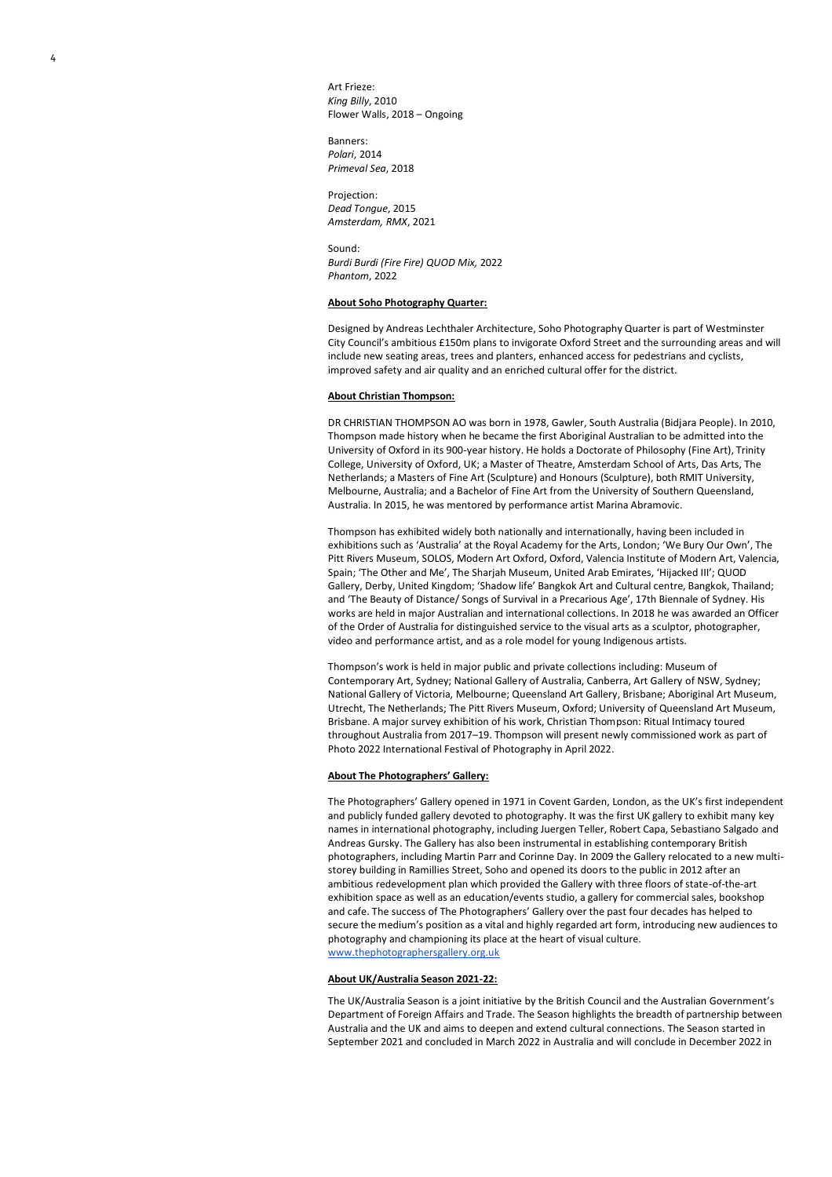Art Frieze:
*King Billy*, 2010
Flower Walls, 2018 – Ongoing

Banners:
*Polari*, 2014
*Primeval Sea*, 2018

Projection:
*Dead Tongue*, 2015
*Amsterdam, RMX*, 2021

Sound:
*Burdi Burdi (Fire Fire) QUOD Mix,* 2022
*Phantom*, 2022

**About Soho Photography Quarter:**

Designed by Andreas Lechthaler Architecture, Soho Photography Quarter is part of Westminster City Council's ambitious £150m plans to invigorate Oxford Street and the surrounding areas and will include new seating areas, trees and planters, enhanced access for pedestrians and cyclists, improved safety and air quality and an enriched cultural offer for the district.

**About Christian Thompson:**

DR CHRISTIAN THOMPSON AO was born in 1978, Gawler, South Australia (Bidjara People). In 2010, Thompson made history when he became the first Aboriginal Australian to be admitted into the University of Oxford in its 900-year history. He holds a Doctorate of Philosophy (Fine Art), Trinity College, University of Oxford, UK; a Master of Theatre, Amsterdam School of Arts, Das Arts, The Netherlands; a Masters of Fine Art (Sculpture) and Honours (Sculpture), both RMIT University, Melbourne, Australia; and a Bachelor of Fine Art from the University of Southern Queensland, Australia. In 2015, he was mentored by performance artist Marina Abramovic.

Thompson has exhibited widely both nationally and internationally, having been included in exhibitions such as 'Australia' at the Royal Academy for the Arts, London; 'We Bury Our Own', The Pitt Rivers Museum, SOLOS, Modern Art Oxford, Oxford, Valencia Institute of Modern Art, Valencia, Spain; 'The Other and Me', The Sharjah Museum, United Arab Emirates, 'Hijacked III'; QUOD Gallery, Derby, United Kingdom; 'Shadow life' Bangkok Art and Cultural centre, Bangkok, Thailand; and 'The Beauty of Distance/ Songs of Survival in a Precarious Age', 17th Biennale of Sydney. His works are held in major Australian and international collections. In 2018 he was awarded an Officer of the Order of Australia for distinguished service to the visual arts as a sculptor, photographer, video and performance artist, and as a role model for young Indigenous artists.

Thompson's work is held in major public and private collections including: Museum of Contemporary Art, Sydney; National Gallery of Australia, Canberra, Art Gallery of NSW, Sydney; National Gallery of Victoria, Melbourne; Queensland Art Gallery, Brisbane; Aboriginal Art Museum, Utrecht, The Netherlands; The Pitt Rivers Museum, Oxford; University of Queensland Art Museum, Brisbane. A major survey exhibition of his work, Christian Thompson: Ritual Intimacy toured throughout Australia from 2017–19. Thompson will present newly commissioned work as part of Photo 2022 International Festival of Photography in April 2022.

**About The Photographers' Gallery:**

The Photographers' Gallery opened in 1971 in Covent Garden, London, as the UK's first independent and publicly funded gallery devoted to photography. It was the first UK gallery to exhibit many key names in international photography, including Juergen Teller, Robert Capa, Sebastiano Salgado and Andreas Gursky. The Gallery has also been instrumental in establishing contemporary British photographers, including Martin Parr and Corinne Day. In 2009 the Gallery relocated to a new multi-storey building in Ramillies Street, Soho and opened its doors to the public in 2012 after an ambitious redevelopment plan which provided the Gallery with three floors of state-of-the-art exhibition space as well as an education/events studio, a gallery for commercial sales, bookshop and cafe. The success of The Photographers' Gallery over the past four decades has helped to secure the medium's position as a vital and highly regarded art form, introducing new audiences to photography and championing its place at the heart of visual culture.
www.thephotographersgallery.org.uk

**About UK/Australia Season 2021-22:**

The UK/Australia Season is a joint initiative by the British Council and the Australian Government's Department of Foreign Affairs and Trade. The Season highlights the breadth of partnership between Australia and the UK and aims to deepen and extend cultural connections. The Season started in September 2021 and concluded in March 2022 in Australia and will conclude in December 2022 in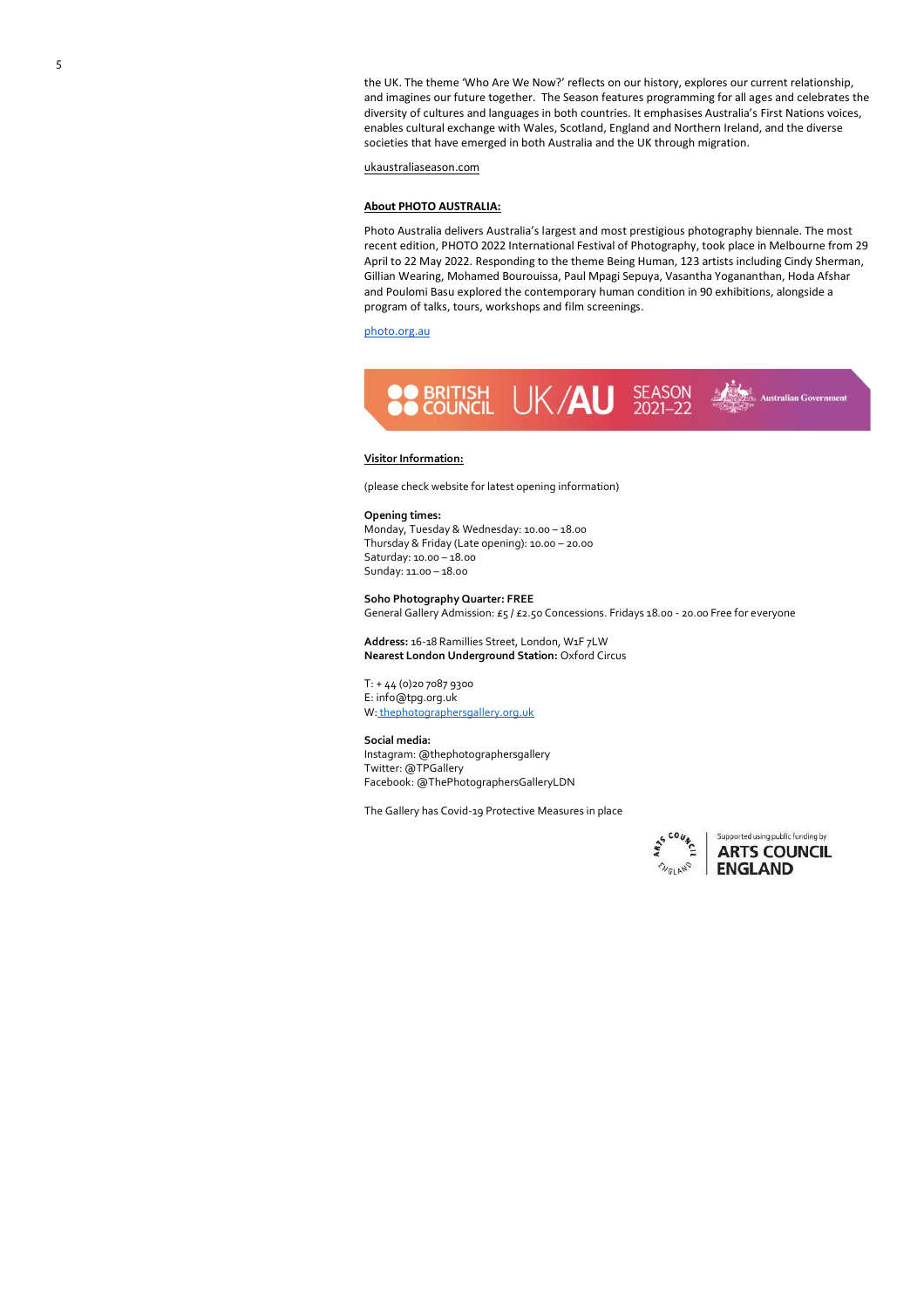the UK. The theme 'Who Are We Now?' reflects on our history, explores our current relationship, and imagines our future together. The Season features programming for all ages and celebrates the diversity of cultures and languages in both countries. It emphasises Australia's First Nations voices, enables cultural exchange with Wales, Scotland, England and Northern Ireland, and the diverse societies that have emerged in both Australia and the UK through migration.

ukaustraliaseason.com

**About PHOTO AUSTRALIA:**

Photo Australia delivers Australia's largest and most prestigious photography biennale. The most recent edition, PHOTO 2022 International Festival of Photography, took place in Melbourne from 29 April to 22 May 2022. Responding to the theme Being Human, 123 artists including Cindy Sherman, Gillian Wearing, Mohamed Bourouissa, Paul Mpagi Sepuya, Vasantha Yogananthan, Hoda Afshar and Poulomi Basu explored the contemporary human condition in 90 exhibitions, alongside a program of talks, tours, workshops and film screenings.

photo.org.au

BRITISH COUNCIL UK/AU SEASON 2021–22 Australian Government

**Visitor Information:**

(please check website for latest opening information)

**Opening times:**
Monday, Tuesday & Wednesday: 10.00 – 18.00
Thursday & Friday (Late opening): 10.00 – 20.00
Saturday: 10.00 – 18.00
Sunday: 11.00 – 18.00

**Soho Photography Quarter: FREE**
General Gallery Admission: £5 / £2.50 Concessions. Fridays 18.00 - 20.00 Free for everyone

**Address:** 16-18 Ramillies Street, London, W1F 7LW
**Nearest London Underground Station:** Oxford Circus

T: + 44 (0)20 7087 9300
E: info@tpg.org.uk
W: thephotographersgallery.org.uk

**Social media:**
Instagram: @thephotographersgallery
Twitter: @TPGallery
Facebook: @ThePhotographersGalleryLDN

The Gallery has Covid-19 Protective Measures in place

Supported using public funding by ARTS COUNCIL ENGLAND